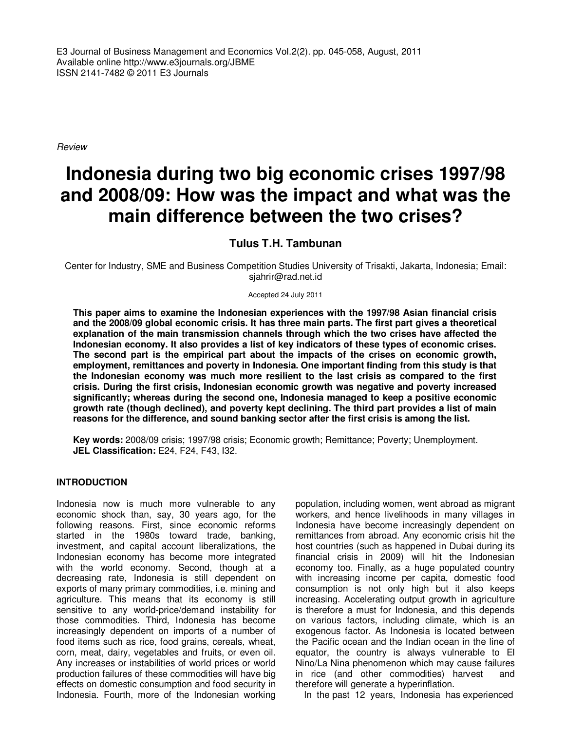E3 Journal of Business Management and Economics Vol.2(2). pp. 045-058, August, 2011
Available online http://www.e3journals.org/JBME
ISSN 2141-7482 © 2011 E3 Journals

*Review*

# Indonesia during two big economic crises 1997/98 and 2008/09: How was the impact and what was the main difference between the two crises?

**Tulus T.H. Tambunan**

Center for Industry, SME and Business Competition Studies University of Trisakti, Jakarta, Indonesia; Email: sjahrir@rad.net.id

Accepted 24 July 2011

**This paper aims to examine the Indonesian experiences with the 1997/98 Asian financial crisis and the 2008/09 global economic crisis. It has three main parts. The first part gives a theoretical explanation of the main transmission channels through which the two crises have affected the Indonesian economy. It also provides a list of key indicators of these types of economic crises. The second part is the empirical part about the impacts of the crises on economic growth, employment, remittances and poverty in Indonesia. One important finding from this study is that the Indonesian economy was much more resilient to the last crisis as compared to the first crisis. During the first crisis, Indonesian economic growth was negative and poverty increased significantly; whereas during the second one, Indonesia managed to keep a positive economic growth rate (though declined), and poverty kept declining. The third part provides a list of main reasons for the difference, and sound banking sector after the first crisis is among the list.**

**Key words:** 2008/09 crisis; 1997/98 crisis; Economic growth; Remittance; Poverty; Unemployment.
**JEL Classification:** E24, F24, F43, I32.

## INTRODUCTION

Indonesia now is much more vulnerable to any economic shock than, say, 30 years ago, for the following reasons. First, since economic reforms started in the 1980s toward trade, banking, investment, and capital account liberalizations, the Indonesian economy has become more integrated with the world economy. Second, though at a decreasing rate, Indonesia is still dependent on exports of many primary commodities, i.e. mining and agriculture. This means that its economy is still sensitive to any world-price/demand instability for those commodities. Third, Indonesia has become increasingly dependent on imports of a number of food items such as rice, food grains, cereals, wheat, corn, meat, dairy, vegetables and fruits, or even oil. Any increases or instabilities of world prices or world production failures of these commodities will have big effects on domestic consumption and food security in Indonesia. Fourth, more of the Indonesian working population, including women, went abroad as migrant workers, and hence livelihoods in many villages in Indonesia have become increasingly dependent on remittances from abroad. Any economic crisis hit the host countries (such as happened in Dubai during its financial crisis in 2009) will hit the Indonesian economy too. Finally, as a huge populated country with increasing income per capita, domestic food consumption is not only high but it also keeps increasing. Accelerating output growth in agriculture is therefore a must for Indonesia, and this depends on various factors, including climate, which is an exogenous factor. As Indonesia is located between the Pacific ocean and the Indian ocean in the line of equator, the country is always vulnerable to El Nino/La Nina phenomenon which may cause failures in rice (and other commodities) harvest and therefore will generate a hyperinflation.

In the past 12 years, Indonesia has experienced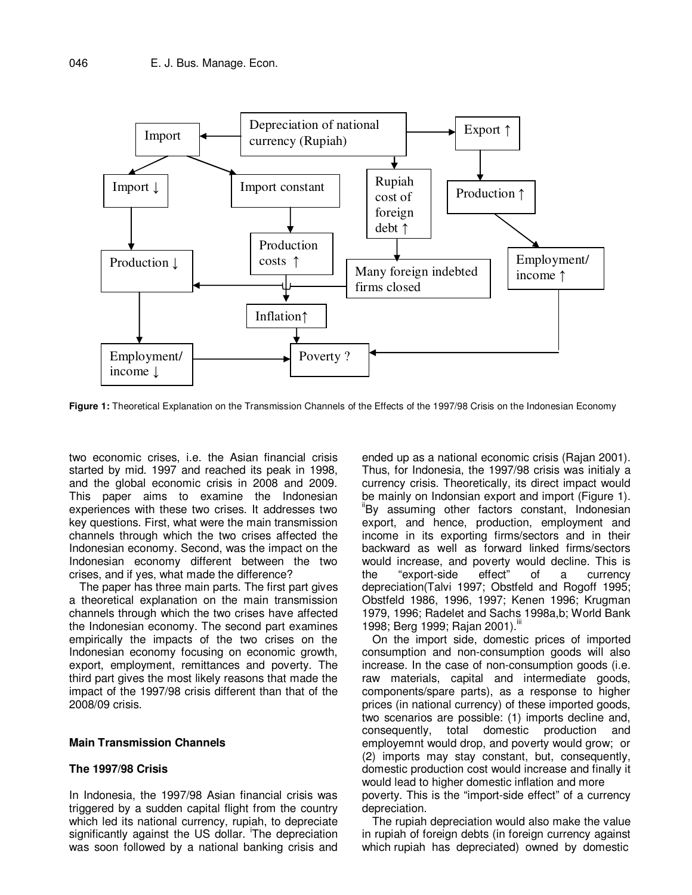**Figure 1:** Theoretical Explanation on the Transmission Channels of the Effects of the 1997/98 Crisis on the Indonesian Economy

two economic crises, i.e. the Asian financial crisis started by mid. 1997 and reached its peak in 1998, and the global economic crisis in 2008 and 2009. This paper aims to examine the Indonesian experiences with these two crises. It addresses two key questions. First, what were the main transmission channels through which the two crises affected the Indonesian economy. Second, was the impact on the Indonesian economy different between the two crises, and if yes, what made the difference?

The paper has three main parts. The first part gives a theoretical explanation on the main transmission channels through which the two crises have affected the Indonesian economy. The second part examines empirically the impacts of the two crises on the Indonesian economy focusing on economic growth, export, employment, remittances and poverty. The third part gives the most likely reasons that made the impact of the 1997/98 crisis different than that of the 2008/09 crisis.

## Main Transmission Channels

### The 1997/98 Crisis

In Indonesia, the 1997/98 Asian financial crisis was triggered by a sudden capital flight from the country which led its national currency, rupiah, to depreciate significantly against the US dollar. [i]The depreciation was soon followed by a national banking crisis and ended up as a national economic crisis (Rajan 2001). Thus, for Indonesia, the 1997/98 crisis was initialy a currency crisis. Theoretically, its direct impact would be mainly on Indonsian export and import (Figure 1). [ii]By assuming other factors constant, Indonesian export, and hence, production, employment and income in its exporting firms/sectors and in their backward as well as forward linked firms/sectors would increase, and poverty would decline. This is the "export-side effect" of a currency depreciation(Talvi 1997; Obstfeld and Rogoff 1995; Obstfeld 1986, 1996, 1997; Kenen 1996; Krugman 1979, 1996; Radelet and Sachs 1998a,b; World Bank 1998; Berg 1999; Rajan 2001).[iii]

On the import side, domestic prices of imported consumption and non-consumption goods will also increase. In the case of non-consumption goods (i.e. raw materials, capital and intermediate goods, components/spare parts), as a response to higher prices (in national currency) of these imported goods, two scenarios are possible: (1) imports decline and, consequently, total domestic production and employemnt would drop, and poverty would grow; or (2) imports may stay constant, but, consequently, domestic production cost would increase and finally it would lead to higher domestic inflation and more poverty. This is the "import-side effect" of a currency depreciation.

The rupiah depreciation would also make the value in rupiah of foreign debts (in foreign currency against which rupiah has depreciated) owned by domestic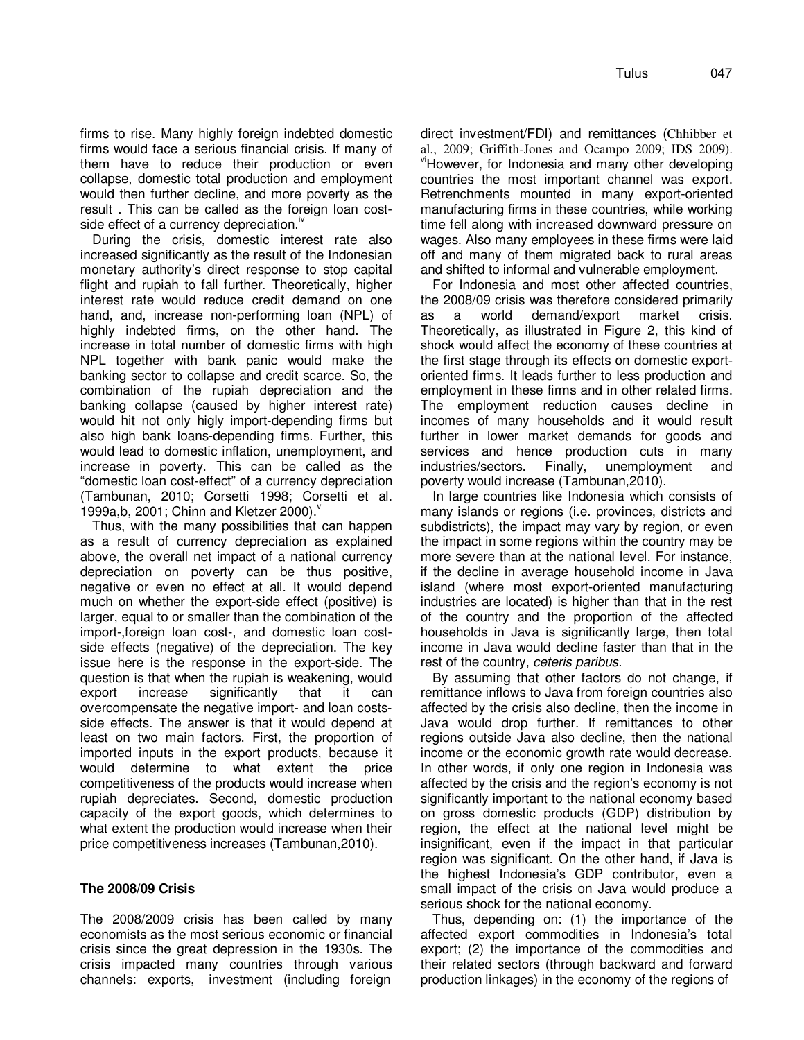firms to rise. Many highly foreign indebted domestic firms would face a serious financial crisis. If many of them have to reduce their production or even collapse, domestic total production and employment would then further decline, and more poverty as the result . This can be called as the foreign loan cost-side effect of a currency depreciation.[iv]

During the crisis, domestic interest rate also increased significantly as the result of the Indonesian monetary authority's direct response to stop capital flight and rupiah to fall further. Theoretically, higher interest rate would reduce credit demand on one hand, and, increase non-performing loan (NPL) of highly indebted firms, on the other hand. The increase in total number of domestic firms with high NPL together with bank panic would make the banking sector to collapse and credit scarce. So, the combination of the rupiah depreciation and the banking collapse (caused by higher interest rate) would hit not only higly import-depending firms but also high bank loans-depending firms. Further, this would lead to domestic inflation, unemployment, and increase in poverty. This can be called as the "domestic loan cost-effect" of a currency depreciation (Tambunan, 2010; Corsetti 1998; Corsetti et al. 1999a,b, 2001; Chinn and Kletzer 2000).[v]

Thus, with the many possibilities that can happen as a result of currency depreciation as explained above, the overall net impact of a national currency depreciation on poverty can be thus positive, negative or even no effect at all. It would depend much on whether the export-side effect (positive) is larger, equal to or smaller than the combination of the import-,foreign loan cost-, and domestic loan cost-side effects (negative) of the depreciation. The key issue here is the response in the export-side. The question is that when the rupiah is weakening, would export increase significantly that it can overcompensate the negative import- and loan costs-side effects. The answer is that it would depend at least on two main factors. First, the proportion of imported inputs in the export products, because it would determine to what extent the price competitiveness of the products would increase when rupiah depreciates. Second, domestic production capacity of the export goods, which determines to what extent the production would increase when their price competitiveness increases (Tambunan,2010).

## The 2008/09 Crisis

The 2008/2009 crisis has been called by many economists as the most serious economic or financial crisis since the great depression in the 1930s. The crisis impacted many countries through various channels: exports, investment (including foreign direct investment/FDI) and remittances (Chhibber et al., 2009; Griffith-Jones and Ocampo 2009; IDS 2009).[vi]However, for Indonesia and many other developing countries the most important channel was export. Retrenchments mounted in many export-oriented manufacturing firms in these countries, while working time fell along with increased downward pressure on wages. Also many employees in these firms were laid off and many of them migrated back to rural areas and shifted to informal and vulnerable employment.

For Indonesia and most other affected countries, the 2008/09 crisis was therefore considered primarily as a world demand/export market crisis. Theoretically, as illustrated in Figure 2, this kind of shock would affect the economy of these countries at the first stage through its effects on domestic export-oriented firms. It leads further to less production and employment in these firms and in other related firms. The employment reduction causes decline in incomes of many households and it would result further in lower market demands for goods and services and hence production cuts in many industries/sectors. Finally, unemployment and poverty would increase (Tambunan,2010).

In large countries like Indonesia which consists of many islands or regions (i.e. provinces, districts and subdistricts), the impact may vary by region, or even the impact in some regions within the country may be more severe than at the national level. For instance, if the decline in average household income in Java island (where most export-oriented manufacturing industries are located) is higher than that in the rest of the country and the proportion of the affected households in Java is significantly large, then total income in Java would decline faster than that in the rest of the country, *ceteris paribus.*

By assuming that other factors do not change, if remittance inflows to Java from foreign countries also affected by the crisis also decline, then the income in Java would drop further. If remittances to other regions outside Java also decline, then the national income or the economic growth rate would decrease. In other words, if only one region in Indonesia was affected by the crisis and the region's economy is not significantly important to the national economy based on gross domestic products (GDP) distribution by region, the effect at the national level might be insignificant, even if the impact in that particular region was significant. On the other hand, if Java is the highest Indonesia's GDP contributor, even a small impact of the crisis on Java would produce a serious shock for the national economy.

Thus, depending on: (1) the importance of the affected export commodities in Indonesia's total export; (2) the importance of the commodities and their related sectors (through backward and forward production linkages) in the economy of the regions of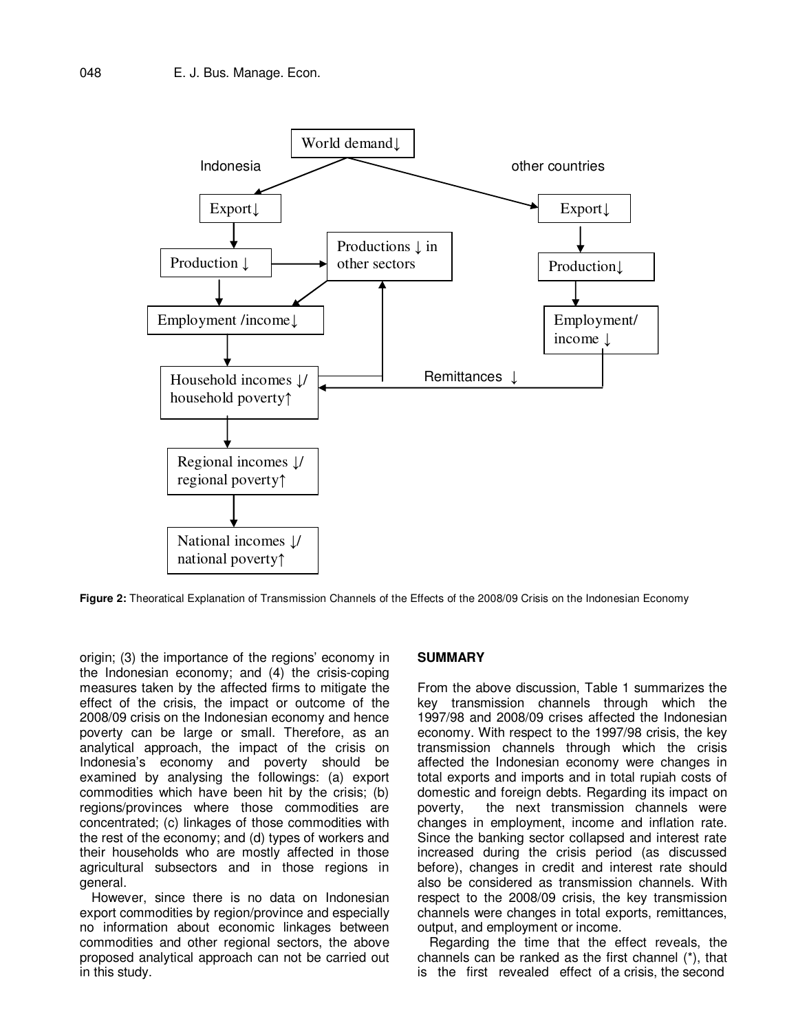**Figure 2:** Theoratical Explanation of Transmission Channels of the Effects of the 2008/09 Crisis on the Indonesian Economy

origin; (3) the importance of the regions' economy in the Indonesian economy; and (4) the crisis-coping measures taken by the affected firms to mitigate the effect of the crisis, the impact or outcome of the 2008/09 crisis on the Indonesian economy and hence poverty can be large or small. Therefore, as an analytical approach, the impact of the crisis on Indonesia's economy and poverty should be examined by analysing the followings: (a) export commodities which have been hit by the crisis; (b) regions/provinces where those commodities are concentrated; (c) linkages of those commodities with the rest of the economy; and (d) types of workers and their households who are mostly affected in those agricultural subsectors and in those regions in general.

However, since there is no data on Indonesian export commodities by region/province and especially no information about economic linkages between commodities and other regional sectors, the above proposed analytical approach can not be carried out in this study.

## SUMMARY

From the above discussion, Table 1 summarizes the key transmission channels through which the 1997/98 and 2008/09 crises affected the Indonesian economy. With respect to the 1997/98 crisis, the key transmission channels through which the crisis affected the Indonesian economy were changes in total exports and imports and in total rupiah costs of domestic and foreign debts. Regarding its impact on poverty, the next transmission channels were changes in employment, income and inflation rate. Since the banking sector collapsed and interest rate increased during the crisis period (as discussed before), changes in credit and interest rate should also be considered as transmission channels. With respect to the 2008/09 crisis, the key transmission channels were changes in total exports, remittances, output, and employment or income.

Regarding the time that the effect reveals, the channels can be ranked as the first channel (*), that is the first revealed effect of a crisis, the second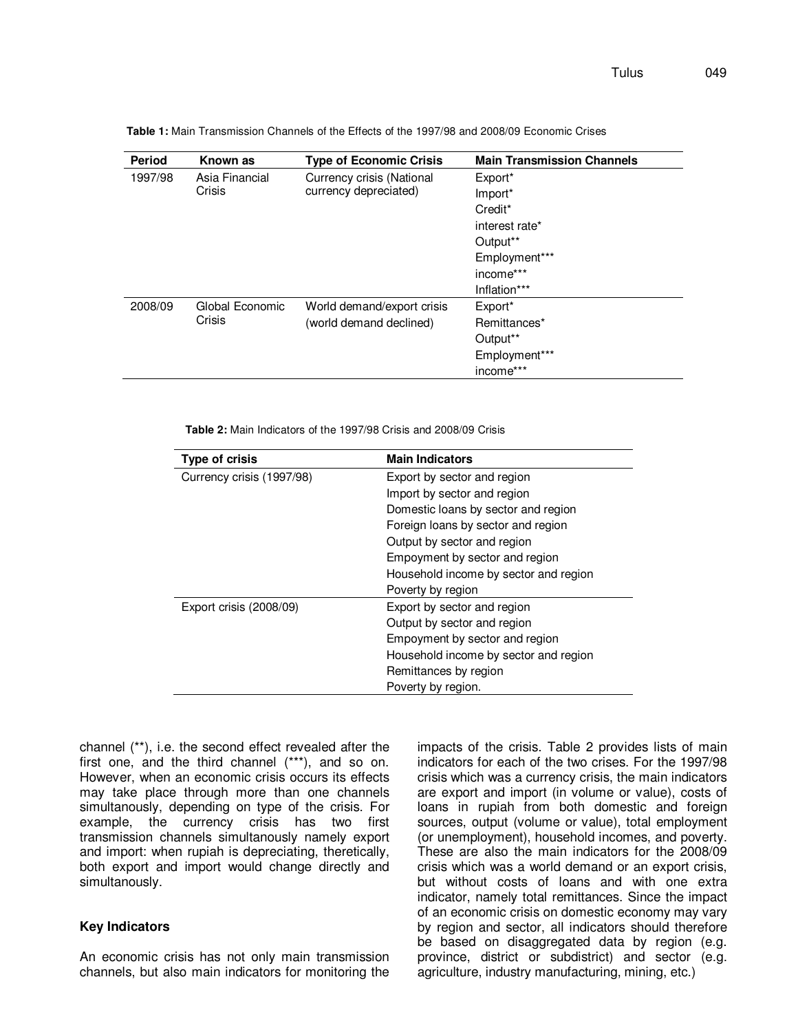**Table 1:** Main Transmission Channels of the Effects of the 1997/98 and 2008/09 Economic Crises

| Period | Known as | Type of Economic Crisis | Main Transmission Channels |
|---|---|---|---|
| 1997/98 | Asia Financial Crisis | Currency crisis (National currency depreciated) | Export* |
| | | | Import* |
| | | | Credit* |
| | | | interest rate* |
| | | | Output** |
| | | | Employment*** |
| | | | income*** |
| | | | Inflation*** |
| 2008/09 | Global Economic Crisis | World demand/export crisis (world demand declined) | Export* |
| | | | Remittances* |
| | | | Output** |
| | | | Employment*** |
| | | | income*** |

**Table 2:** Main Indicators of the 1997/98 Crisis and 2008/09 Crisis

| Type of crisis | Main Indicators |
|---|---|
| Currency crisis (1997/98) | Export by sector and region |
| | Import by sector and region |
| | Domestic loans by sector and region |
| | Foreign loans by sector and region |
| | Output by sector and region |
| | Empoyment by sector and region |
| | Household income by sector and region |
| | Poverty by region |
| Export crisis (2008/09) | Export by sector and region |
| | Output by sector and region |
| | Empoyment by sector and region |
| | Household income by sector and region |
| | Remittances by region |
| | Poverty by region. |

channel (**), i.e. the second effect revealed after the first one, and the third channel (***), and so on. However, when an economic crisis occurs its effects may take place through more than one channels simultanously, depending on type of the crisis. For example, the currency crisis has two first transmission channels simultanously namely export and import: when rupiah is depreciating, theretically, both export and import would change directly and simultanously.

## Key Indicators

An economic crisis has not only main transmission channels, but also main indicators for monitoring the impacts of the crisis. Table 2 provides lists of main indicators for each of the two crises. For the 1997/98 crisis which was a currency crisis, the main indicators are export and import (in volume or value), costs of loans in rupiah from both domestic and foreign sources, output (volume or value), total employment (or unemployment), household incomes, and poverty. These are also the main indicators for the 2008/09 crisis which was a world demand or an export crisis, but without costs of loans and with one extra indicator, namely total remittances. Since the impact of an economic crisis on domestic economy may vary by region and sector, all indicators should therefore be based on disaggregated data by region (e.g. province, district or subdistrict) and sector (e.g. agriculture, industry manufacturing, mining, etc.)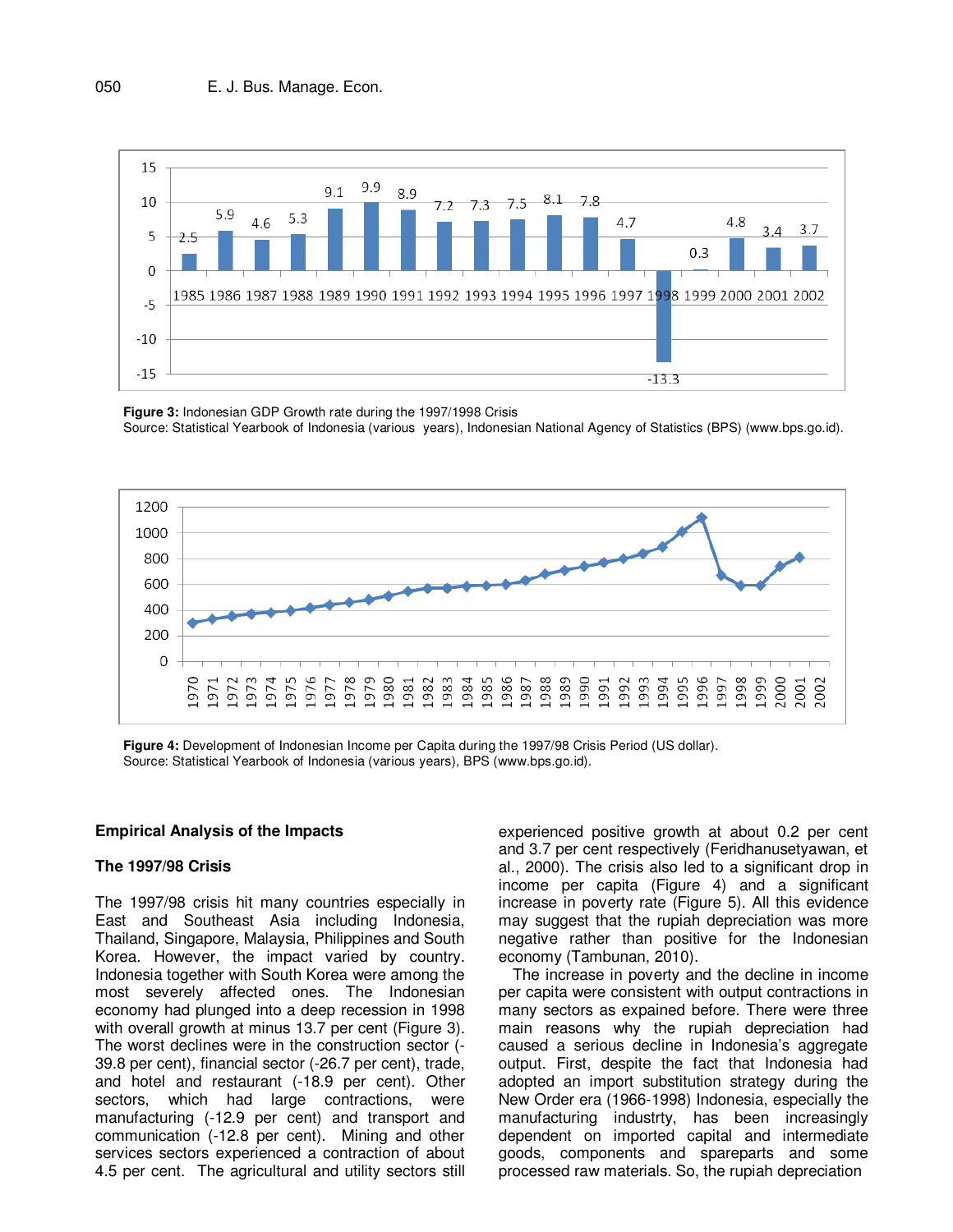**Figure 3:** Indonesian GDP Growth rate during the 1997/1998 Crisis
Source: Statistical Yearbook of Indonesia (various years), Indonesian National Agency of Statistics (BPS) (www.bps.go.id).

**Figure 4:** Development of Indonesian Income per Capita during the 1997/98 Crisis Period (US dollar).
Source: Statistical Yearbook of Indonesia (various years), BPS (www.bps.go.id).

## Empirical Analysis of the Impacts

### The 1997/98 Crisis

The 1997/98 crisis hit many countries especially in East and Southeast Asia including Indonesia, Thailand, Singapore, Malaysia, Philippines and South Korea. However, the impact varied by country. Indonesia together with South Korea were among the most severely affected ones. The Indonesian economy had plunged into a deep recession in 1998 with overall growth at minus 13.7 per cent (Figure 3). The worst declines were in the construction sector (-39.8 per cent), financial sector (-26.7 per cent), trade, and hotel and restaurant (-18.9 per cent). Other sectors, which had large contractions, were manufacturing (-12.9 per cent) and transport and communication (-12.8 per cent). Mining and other services sectors experienced a contraction of about 4.5 per cent. The agricultural and utility sectors still experienced positive growth at about 0.2 per cent and 3.7 per cent respectively (Feridhanusetyawan, et al., 2000). The crisis also led to a significant drop in income per capita (Figure 4) and a significant increase in poverty rate (Figure 5). All this evidence may suggest that the rupiah depreciation was more negative rather than positive for the Indonesian economy (Tambunan, 2010).

The increase in poverty and the decline in income per capita were consistent with output contractions in many sectors as expained before. There were three main reasons why the rupiah depreciation had caused a serious decline in Indonesia's aggregate output. First, despite the fact that Indonesia had adopted an import substitution strategy during the New Order era (1966-1998) Indonesia, especially the manufacturing industrty, has been increasingly dependent on imported capital and intermediate goods, components and spareparts and some processed raw materials. So, the rupiah depreciation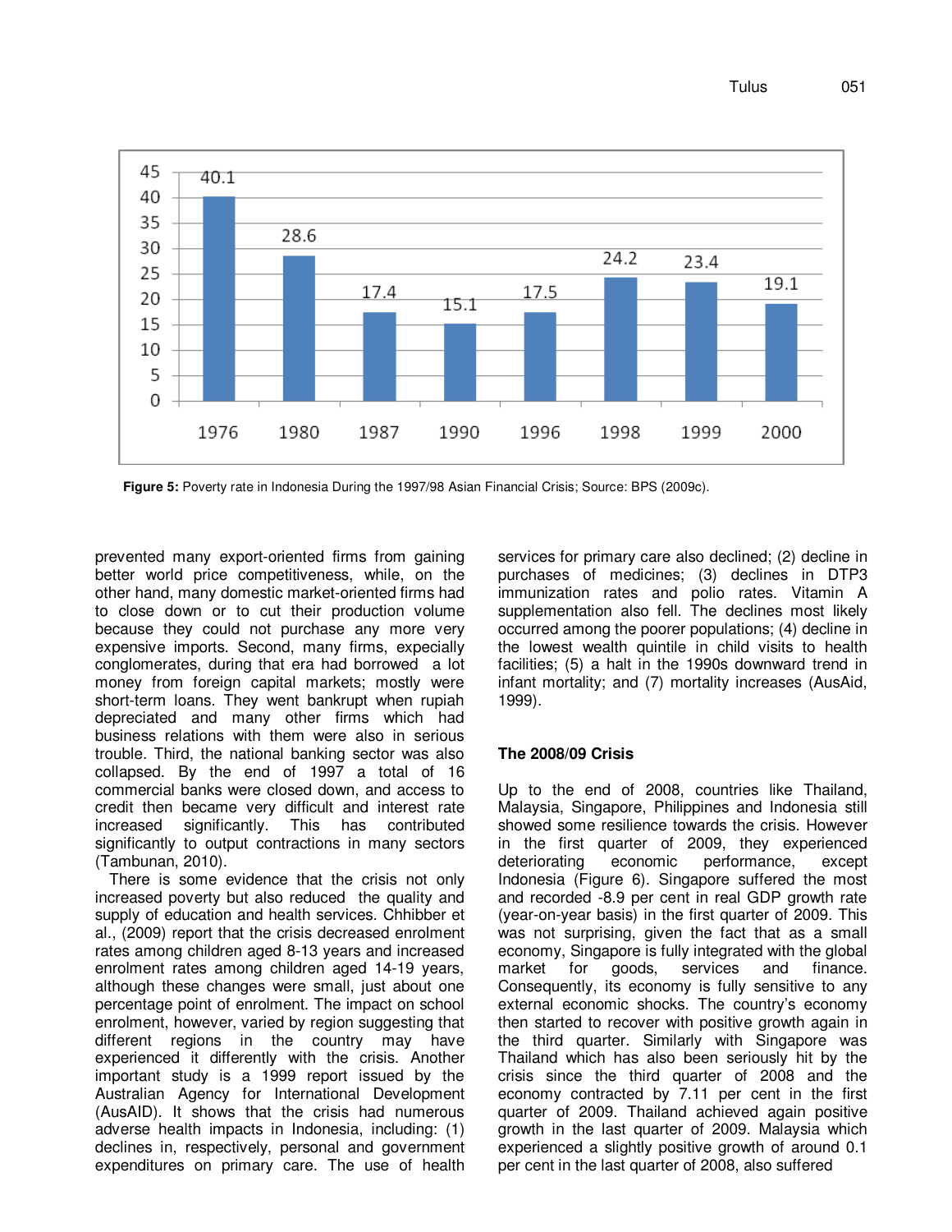| Year | Poverty rate |
|---|---|
| 1976 | 40.1 |
| 1980 | 28.6 |
| 1987 | 17.4 |
| 1990 | 15.1 |
| 1996 | 17.5 |
| 1998 | 24.2 |
| 1999 | 23.4 |
| 2000 | 19.1 |

**Figure 5:** Poverty rate in Indonesia During the 1997/98 Asian Financial Crisis; Source: BPS (2009c).

prevented many export-oriented firms from gaining better world price competitiveness, while, on the other hand, many domestic market-oriented firms had to close down or to cut their production volume because they could not purchase any more very expensive imports. Second, many firms, expecially conglomerates, during that era had borrowed a lot money from foreign capital markets; mostly were short-term loans. They went bankrupt when rupiah depreciated and many other firms which had business relations with them were also in serious trouble. Third, the national banking sector was also collapsed. By the end of 1997 a total of 16 commercial banks were closed down, and access to credit then became very difficult and interest rate increased significantly. This has contributed significantly to output contractions in many sectors (Tambunan, 2010).

There is some evidence that the crisis not only increased poverty but also reduced the quality and supply of education and health services. Chhibber et al., (2009) report that the crisis decreased enrolment rates among children aged 8-13 years and increased enrolment rates among children aged 14-19 years, although these changes were small, just about one percentage point of enrolment. The impact on school enrolment, however, varied by region suggesting that different regions in the country may have experienced it differently with the crisis. Another important study is a 1999 report issued by the Australian Agency for International Development (AusAID). It shows that the crisis had numerous adverse health impacts in Indonesia, including: (1) declines in, respectively, personal and government expenditures on primary care. The use of health services for primary care also declined; (2) decline in purchases of medicines; (3) declines in DTP3 immunization rates and polio rates. Vitamin A supplementation also fell. The declines most likely occurred among the poorer populations; (4) decline in the lowest wealth quintile in child visits to health facilities; (5) a halt in the 1990s downward trend in infant mortality; and (7) mortality increases (AusAid, 1999).

### The 2008/09 Crisis

Up to the end of 2008, countries like Thailand, Malaysia, Singapore, Philippines and Indonesia still showed some resilience towards the crisis. However in the first quarter of 2009, they experienced deteriorating economic performance, except Indonesia (Figure 6). Singapore suffered the most and recorded -8.9 per cent in real GDP growth rate (year-on-year basis) in the first quarter of 2009. This was not surprising, given the fact that as a small economy, Singapore is fully integrated with the global market for goods, services and finance. Consequently, its economy is fully sensitive to any external economic shocks. The country's economy then started to recover with positive growth again in the third quarter. Similarly with Singapore was Thailand which has also been seriously hit by the crisis since the third quarter of 2008 and the economy contracted by 7.11 per cent in the first quarter of 2009. Thailand achieved again positive growth in the last quarter of 2009. Malaysia which experienced a slightly positive growth of around 0.1 per cent in the last quarter of 2008, also suffered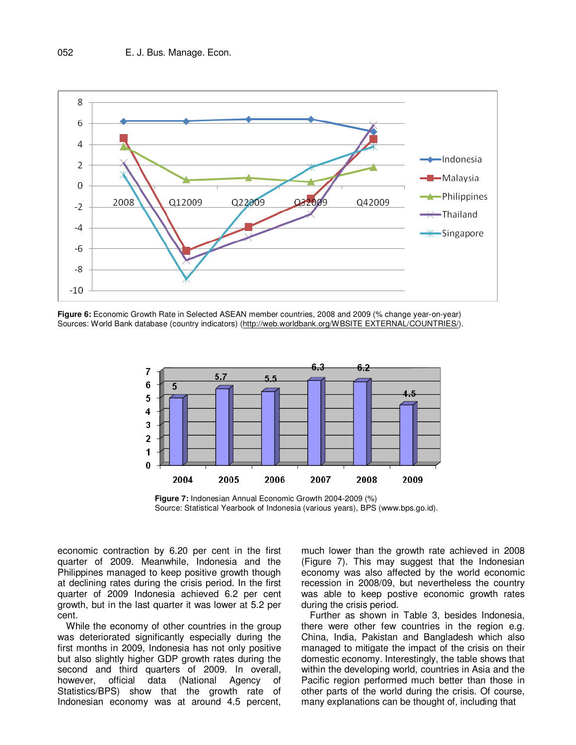**Figure 6:** Economic Growth Rate in Selected ASEAN member countries, 2008 and 2009 (% change year-on-year)
Sources: World Bank database (country indicators) (http://web.worldbank.org/WBSITE EXTERNAL/COUNTRIES/).

**Figure 7:** Indonesian Annual Economic Growth 2004-2009 (%)
Source: Statistical Yearbook of Indonesia (various years), BPS (www.bps.go.id).

economic contraction by 6.20 per cent in the first quarter of 2009. Meanwhile, Indonesia and the Philippines managed to keep positive growth though at declining rates during the crisis period. In the first quarter of 2009 Indonesia achieved 6.2 per cent growth, but in the last quarter it was lower at 5.2 per cent.

While the economy of other countries in the group was deteriorated significantly especially during the first months in 2009, Indonesia has not only positive but also slightly higher GDP growth rates during the second and third quarters of 2009. In overall, however, official data (National Agency of Statistics/BPS) show that the growth rate of Indonesian economy was at around 4.5 percent, much lower than the growth rate achieved in 2008 (Figure 7). This may suggest that the Indonesian economy was also affected by the world economic recession in 2008/09, but nevertheless the country was able to keep postive economic growth rates during the crisis period.

Further as shown in Table 3, besides Indonesia, there were other few countries in the region e.g. China, India, Pakistan and Bangladesh which also managed to mitigate the impact of the crisis on their domestic economy. Interestingly, the table shows that within the developing world, countries in Asia and the Pacific region performed much better than those in other parts of the world during the crisis. Of course, many explanations can be thought of, including that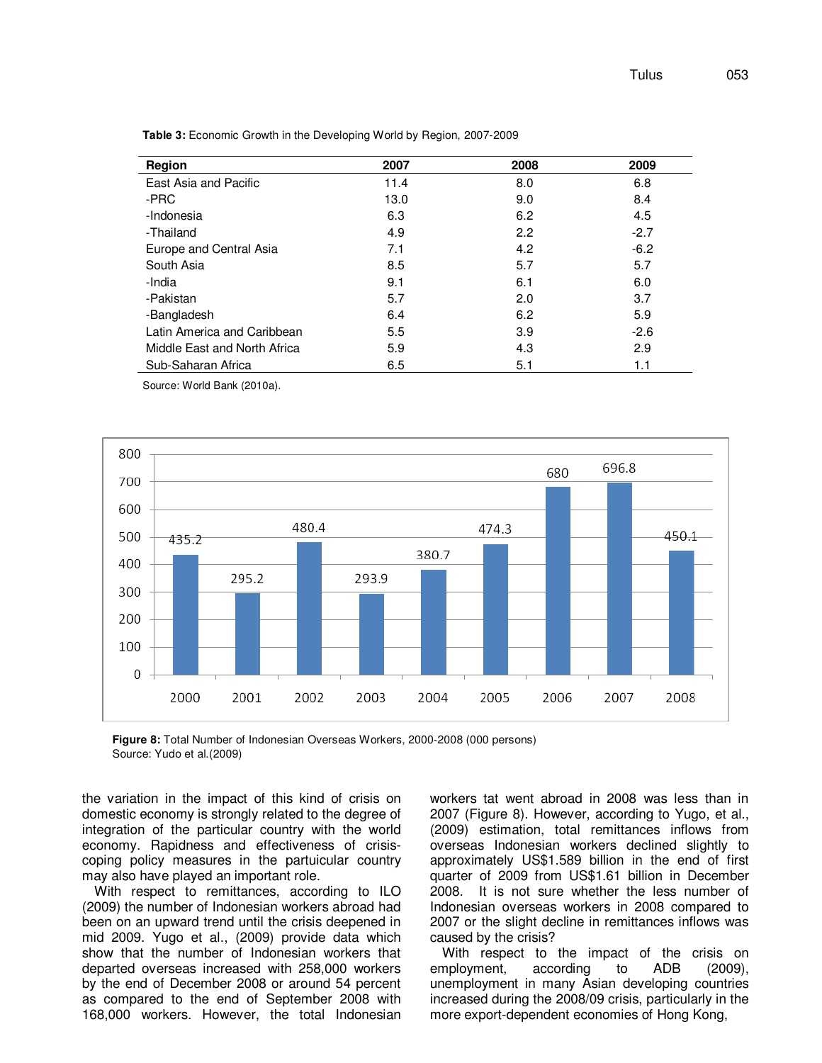**Table 3:** Economic Growth in the Developing World by Region, 2007-2009

| Region | 2007 | 2008 | 2009 |
|---|---|---|---|
| East Asia and Pacific | 11.4 | 8.0 | 6.8 |
| -PRC | 13.0 | 9.0 | 8.4 |
| -Indonesia | 6.3 | 6.2 | 4.5 |
| -Thailand | 4.9 | 2.2 | -2.7 |
| Europe and Central Asia | 7.1 | 4.2 | -6.2 |
| South Asia | 8.5 | 5.7 | 5.7 |
| -India | 9.1 | 6.1 | 6.0 |
| -Pakistan | 5.7 | 2.0 | 3.7 |
| -Bangladesh | 6.4 | 6.2 | 5.9 |
| Latin America and Caribbean | 5.5 | 3.9 | -2.6 |
| Middle East and North Africa | 5.9 | 4.3 | 2.9 |
| Sub-Saharan Africa | 6.5 | 5.1 | 1.1 |

Source: World Bank (2010a).

| Year | 2000 | 2001 | 2002 | 2003 | 2004 | 2005 | 2006 | 2007 | 2008 |
|---|---|---|---|---|---|---|---|---|---|
| Number (000 persons) | 435.2 | 295.2 | 480.4 | 293.9 | 380.7 | 474.3 | 680 | 696.8 | 450.1 |

**Figure 8:** Total Number of Indonesian Overseas Workers, 2000-2008 (000 persons)
Source: Yudo et al.(2009)

the variation in the impact of this kind of crisis on domestic economy is strongly related to the degree of integration of the particular country with the world economy. Rapidness and effectiveness of crisis-coping policy measures in the partuicular country may also have played an important role.

With respect to remittances, according to ILO (2009) the number of Indonesian workers abroad had been on an upward trend until the crisis deepened in mid 2009. Yugo et al., (2009) provide data which show that the number of Indonesian workers that departed overseas increased with 258,000 workers by the end of December 2008 or around 54 percent as compared to the end of September 2008 with 168,000 workers. However, the total Indonesian workers tat went abroad in 2008 was less than in 2007 (Figure 8). However, according to Yugo, et al., (2009) estimation, total remittances inflows from overseas Indonesian workers declined slightly to approximately US$1.589 billion in the end of first quarter of 2009 from US$1.61 billion in December 2008. It is not sure whether the less number of Indonesian overseas workers in 2008 compared to 2007 or the slight decline in remittances inflows was caused by the crisis?

With respect to the impact of the crisis on employment, according to ADB (2009), unemployment in many Asian developing countries increased during the 2008/09 crisis, particularly in the more export-dependent economies of Hong Kong,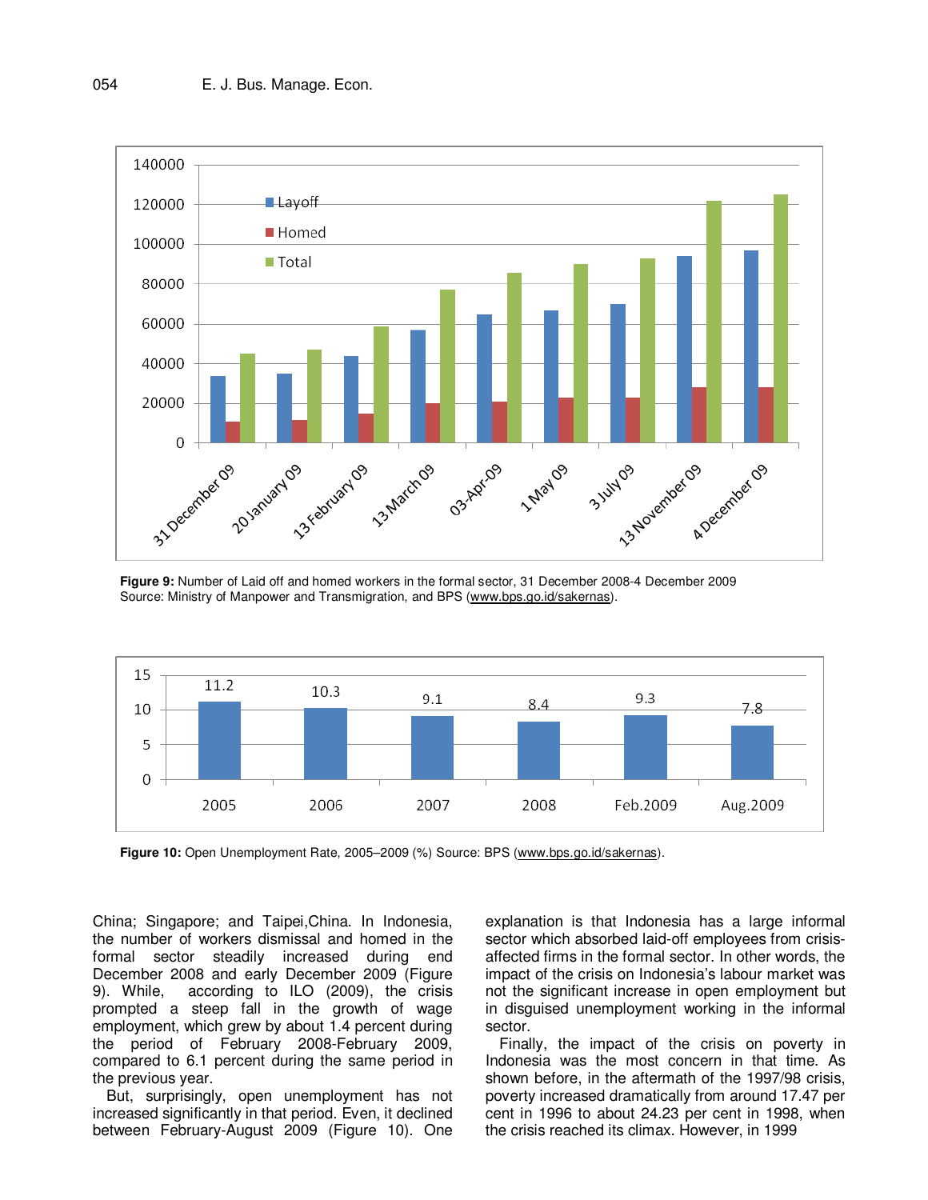**Figure 9:** Number of Laid off and homed workers in the formal sector, 31 December 2008-4 December 2009
Source: Ministry of Manpower and Transmigration, and BPS (www.bps.go.id/sakernas).

**Figure 10:** Open Unemployment Rate, 2005–2009 (%) Source: BPS (www.bps.go.id/sakernas).

China; Singapore; and Taipei,China. In Indonesia, the number of workers dismissal and homed in the formal sector steadily increased during end December 2008 and early December 2009 (Figure 9). While, according to ILO (2009), the crisis prompted a steep fall in the growth of wage employment, which grew by about 1.4 percent during the period of February 2008-February 2009, compared to 6.1 percent during the same period in the previous year.

But, surprisingly, open unemployment has not increased significantly in that period. Even, it declined between February-August 2009 (Figure 10). One explanation is that Indonesia has a large informal sector which absorbed laid-off employees from crisis-affected firms in the formal sector. In other words, the impact of the crisis on Indonesia's labour market was not the significant increase in open employment but in disguised unemployment working in the informal sector.

Finally, the impact of the crisis on poverty in Indonesia was the most concern in that time. As shown before, in the aftermath of the 1997/98 crisis, poverty increased dramatically from around 17.47 per cent in 1996 to about 24.23 per cent in 1998, when the crisis reached its climax. However, in 1999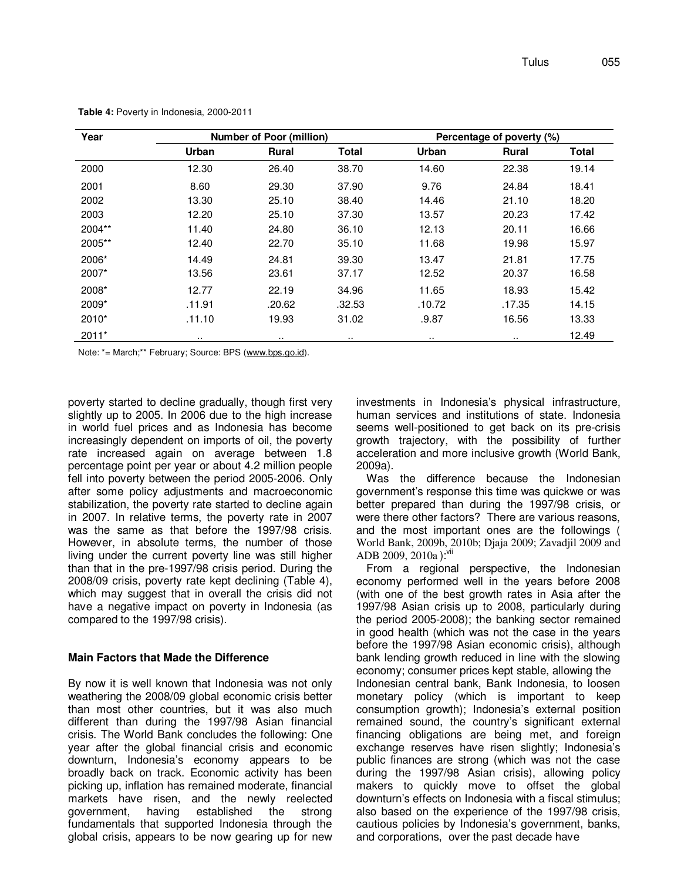**Table 4:** Poverty in Indonesia, 2000-2011

| Year | Number of Poor (million) | | | Percentage of poverty (%) | | |
|---|---|---|---|---|---|---|
| | Urban | Rural | Total | Urban | Rural | Total |
| 2000 | 12.30 | 26.40 | 38.70 | 14.60 | 22.38 | 19.14 |
| 2001 | 8.60 | 29.30 | 37.90 | 9.76 | 24.84 | 18.41 |
| 2002 | 13.30 | 25.10 | 38.40 | 14.46 | 21.10 | 18.20 |
| 2003 | 12.20 | 25.10 | 37.30 | 13.57 | 20.23 | 17.42 |
| 2004** | 11.40 | 24.80 | 36.10 | 12.13 | 20.11 | 16.66 |
| 2005** | 12.40 | 22.70 | 35.10 | 11.68 | 19.98 | 15.97 |
| 2006* | 14.49 | 24.81 | 39.30 | 13.47 | 21.81 | 17.75 |
| 2007* | 13.56 | 23.61 | 37.17 | 12.52 | 20.37 | 16.58 |
| 2008* | 12.77 | 22.19 | 34.96 | 11.65 | 18.93 | 15.42 |
| 2009* | .11.91 | .20.62 | .32.53 | .10.72 | .17.35 | 14.15 |
| 2010* | .11.10 | 19.93 | 31.02 | .9.87 | 16.56 | 13.33 |
| 2011* | .. | .. | .. | .. | .. | 12.49 |

Note: *= March;** February; Source: BPS (www.bps.go.id).

poverty started to decline gradually, though first very slightly up to 2005. In 2006 due to the high increase in world fuel prices and as Indonesia has become increasingly dependent on imports of oil, the poverty rate increased again on average between 1.8 percentage point per year or about 4.2 million people fell into poverty between the period 2005-2006. Only after some policy adjustments and macroeconomic stabilization, the poverty rate started to decline again in 2007. In relative terms, the poverty rate in 2007 was the same as that before the 1997/98 crisis. However, in absolute terms, the number of those living under the current poverty line was still higher than that in the pre-1997/98 crisis period. During the 2008/09 crisis, poverty rate kept declining (Table 4), which may suggest that in overall the crisis did not have a negative impact on poverty in Indonesia (as compared to the 1997/98 crisis).

### Main Factors that Made the Difference

By now it is well known that Indonesia was not only weathering the 2008/09 global economic crisis better than most other countries, but it was also much different than during the 1997/98 Asian financial crisis. The World Bank concludes the following: One year after the global financial crisis and economic downturn, Indonesia's economy appears to be broadly back on track. Economic activity has been picking up, inflation has remained moderate, financial markets have risen, and the newly reelected government, having established the strong fundamentals that supported Indonesia through the global crisis, appears to be now gearing up for new investments in Indonesia's physical infrastructure, human services and institutions of state. Indonesia seems well-positioned to get back on its pre-crisis growth trajectory, with the possibility of further acceleration and more inclusive growth (World Bank, 2009a).

Was the difference because the Indonesian government's response this time was quickwe or was better prepared than during the 1997/98 crisis, or were there other factors? There are various reasons, and the most important ones are the followings ( World Bank, 2009b, 2010b; Djaja 2009; Zavadjil 2009 and ADB 2009, 2010a ):[vii]

From a regional perspective, the Indonesian economy performed well in the years before 2008 (with one of the best growth rates in Asia after the 1997/98 Asian crisis up to 2008, particularly during the period 2005-2008); the banking sector remained in good health (which was not the case in the years before the 1997/98 Asian economic crisis), although bank lending growth reduced in line with the slowing economy; consumer prices kept stable, allowing the Indonesian central bank, Bank Indonesia, to loosen monetary policy (which is important to keep consumption growth); Indonesia's external position remained sound, the country's significant external financing obligations are being met, and foreign exchange reserves have risen slightly; Indonesia's public finances are strong (which was not the case during the 1997/98 Asian crisis), allowing policy makers to quickly move to offset the global downturn's effects on Indonesia with a fiscal stimulus; also based on the experience of the 1997/98 crisis, cautious policies by Indonesia's government, banks, and corporations, over the past decade have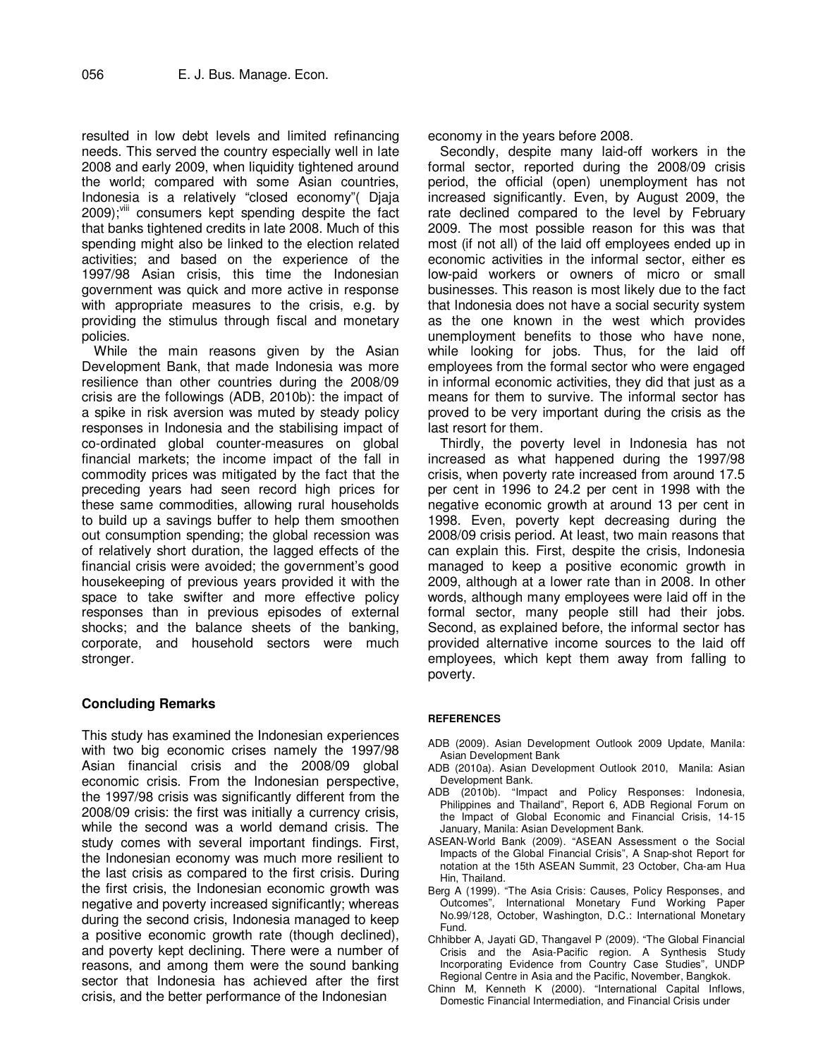resulted in low debt levels and limited refinancing needs. This served the country especially well in late 2008 and early 2009, when liquidity tightened around the world; compared with some Asian countries, Indonesia is a relatively "closed economy"( Djaja 2009);[viii] consumers kept spending despite the fact that banks tightened credits in late 2008. Much of this spending might also be linked to the election related activities; and based on the experience of the 1997/98 Asian crisis, this time the Indonesian government was quick and more active in response with appropriate measures to the crisis, e.g. by providing the stimulus through fiscal and monetary policies.

While the main reasons given by the Asian Development Bank, that made Indonesia was more resilience than other countries during the 2008/09 crisis are the followings (ADB, 2010b): the impact of a spike in risk aversion was muted by steady policy responses in Indonesia and the stabilising impact of co-ordinated global counter-measures on global financial markets; the income impact of the fall in commodity prices was mitigated by the fact that the preceding years had seen record high prices for these same commodities, allowing rural households to build up a savings buffer to help them smoothen out consumption spending; the global recession was of relatively short duration, the lagged effects of the financial crisis were avoided; the government's good housekeeping of previous years provided it with the space to take swifter and more effective policy responses than in previous episodes of external shocks; and the balance sheets of the banking, corporate, and household sectors were much stronger.

## Concluding Remarks

This study has examined the Indonesian experiences with two big economic crises namely the 1997/98 Asian financial crisis and the 2008/09 global economic crisis. From the Indonesian perspective, the 1997/98 crisis was significantly different from the 2008/09 crisis: the first was initially a currency crisis, while the second was a world demand crisis. The study comes with several important findings. First, the Indonesian economy was much more resilient to the last crisis as compared to the first crisis. During the first crisis, the Indonesian economic growth was negative and poverty increased significantly; whereas during the second crisis, Indonesia managed to keep a positive economic growth rate (though declined), and poverty kept declining. There were a number of reasons, and among them were the sound banking sector that Indonesia has achieved after the first crisis, and the better performance of the Indonesian economy in the years before 2008.

Secondly, despite many laid-off workers in the formal sector, reported during the 2008/09 crisis period, the official (open) unemployment has not increased significantly. Even, by August 2009, the rate declined compared to the level by February 2009. The most possible reason for this was that most (if not all) of the laid off employees ended up in economic activities in the informal sector, either es low-paid workers or owners of micro or small businesses. This reason is most likely due to the fact that Indonesia does not have a social security system as the one known in the west which provides unemployment benefits to those who have none, while looking for jobs. Thus, for the laid off employees from the formal sector who were engaged in informal economic activities, they did that just as a means for them to survive. The informal sector has proved to be very important during the crisis as the last resort for them.

Thirdly, the poverty level in Indonesia has not increased as what happened during the 1997/98 crisis, when poverty rate increased from around 17.5 per cent in 1996 to 24.2 per cent in 1998 with the negative economic growth at around 13 per cent in 1998. Even, poverty kept decreasing during the 2008/09 crisis period. At least, two main reasons that can explain this. First, despite the crisis, Indonesia managed to keep a positive economic growth in 2009, although at a lower rate than in 2008. In other words, although many employees were laid off in the formal sector, many people still had their jobs. Second, as explained before, the informal sector has provided alternative income sources to the laid off employees, which kept them away from falling to poverty.

## REFERENCES

ADB (2009). Asian Development Outlook 2009 Update, Manila: Asian Development Bank

ADB (2010a). Asian Development Outlook 2010, Manila: Asian Development Bank.

ADB (2010b). "Impact and Policy Responses: Indonesia, Philippines and Thailand", Report 6, ADB Regional Forum on the Impact of Global Economic and Financial Crisis, 14-15 January, Manila: Asian Development Bank.

ASEAN-World Bank (2009). "ASEAN Assessment o the Social Impacts of the Global Financial Crisis", A Snap-shot Report for notation at the 15th ASEAN Summit, 23 October, Cha-am Hua Hin, Thailand.

Berg A (1999). "The Asia Crisis: Causes, Policy Responses, and Outcomes", International Monetary Fund Working Paper No.99/128, October, Washington, D.C.: International Monetary Fund.

Chhibber A, Jayati GD, Thangavel P (2009). "The Global Financial Crisis and the Asia-Pacific region. A Synthesis Study Incorporating Evidence from Country Case Studies", UNDP Regional Centre in Asia and the Pacific, November, Bangkok.

Chinn M, Kenneth K (2000). "International Capital Inflows, Domestic Financial Intermediation, and Financial Crisis under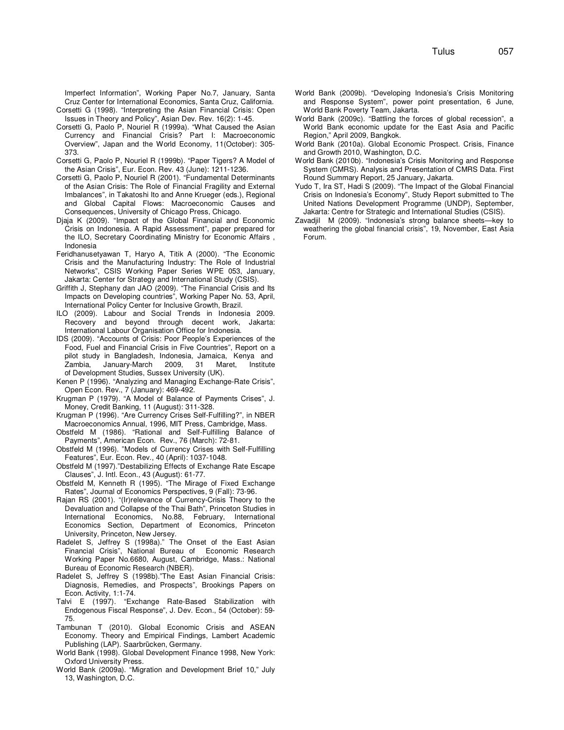Imperfect Information", Working Paper No.7, January, Santa Cruz Center for International Economics, Santa Cruz, California.

Corsetti G (1998). "Interpreting the Asian Financial Crisis: Open Issues in Theory and Policy", Asian Dev. Rev. 16(2): 1-45.

Corsetti G, Paolo P, Nouriel R (1999a). "What Caused the Asian Currency and Financial Crisis? Part I: Macroeconomic Overview", Japan and the World Economy, 11(October): 305-373.

Corsetti G, Paolo P, Nouriel R (1999b). "Paper Tigers? A Model of the Asian Crisis", Eur. Econ. Rev. 43 (June): 1211-1236.

Corsetti G, Paolo P, Nouriel R (2001). "Fundamental Determinants of the Asian Crisis: The Role of Financial Fragility and External Imbalances", in Takatoshi Ito and Anne Krueger (eds.), Regional and Global Capital Flows: Macroeconomic Causes and Consequences, University of Chicago Press, Chicago.

Djaja K (2009). "Impact of the Global Financial and Economic Crisis on Indonesia. A Rapid Assessment", paper prepared for the ILO, Secretary Coordinating Ministry for Economic Affairs , Indonesia

Feridhanusetyawan T, Haryo A, Titik A (2000). "The Economic Crisis and the Manufacturing Industry: The Role of Industrial Networks", CSIS Working Paper Series WPE 053, January, Jakarta: Center for Strategy and International Study (CSIS).

Griffith J, Stephany dan JAO (2009). "The Financial Crisis and Its Impacts on Developing countries", Working Paper No. 53, April, International Policy Center for Inclusive Growth, Brazil.

ILO (2009). Labour and Social Trends in Indonesia 2009. Recovery and beyond through decent work, Jakarta: International Labour Organisation Office for Indonesia.

IDS (2009). "Accounts of Crisis: Poor People's Experiences of the Food, Fuel and Financial Crisis in Five Countries", Report on a pilot study in Bangladesh, Indonesia, Jamaica, Kenya and Zambia, January-March 2009, 31 Maret, Institute of Development Studies, Sussex University (UK).

Kenen P (1996). "Analyzing and Managing Exchange-Rate Crisis", Open Econ. Rev., 7 (January): 469-492.

Krugman P (1979). "A Model of Balance of Payments Crises", J. Money, Credit Banking, 11 (August): 311-328.

Krugman P (1996). "Are Currency Crises Self-Fulfilling?", in NBER Macroeconomics Annual, 1996, MIT Press, Cambridge, Mass.

Obstfeld M (1986). "Rational and Self-Fulfilling Balance of Payments", American Econ. Rev., 76 (March): 72-81.

Obstfeld M (1996). "Models of Currency Crises with Self-Fulfilling Features", Eur. Econ. Rev., 40 (April): 1037-1048.

Obstfeld M (1997)."Destabilizing Effects of Exchange Rate Escape Clauses", J. Intl. Econ., 43 (August): 61-77.

Obstfeld M, Kenneth R (1995). "The Mirage of Fixed Exchange Rates", Journal of Economics Perspectives, 9 (Fall): 73-96.

Rajan RS (2001). "(Ir)relevance of Currency-Crisis Theory to the Devaluation and Collapse of the Thai Bath", Princeton Studies in International Economics, No.88, February, International Economics Section, Department of Economics, Princeton University, Princeton, New Jersey.

Radelet S, Jeffrey S (1998a)." The Onset of the East Asian Financial Crisis", National Bureau of Economic Research Working Paper No.6680, August, Cambridge, Mass.: National Bureau of Economic Research (NBER).

Radelet S, Jeffrey S (1998b)."The East Asian Financial Crisis: Diagnosis, Remedies, and Prospects", Brookings Papers on Econ. Activity, 1:1-74.

Talvi E (1997). "Exchange Rate-Based Stabilization with Endogenous Fiscal Response", J. Dev. Econ., 54 (October): 59-75.

Tambunan T (2010). Global Economic Crisis and ASEAN Economy. Theory and Empirical Findings, Lambert Academic Publishing (LAP). Saarbrücken, Germany.

World Bank (1998). Global Development Finance 1998, New York: Oxford University Press.

World Bank (2009a). "Migration and Development Brief 10," July 13, Washington, D.C.

World Bank (2009b). "Developing Indonesia's Crisis Monitoring and Response System", power point presentation, 6 June, World Bank Poverty Team, Jakarta.

World Bank (2009c). "Battling the forces of global recession", a World Bank economic update for the East Asia and Pacific Region," April 2009, Bangkok.

World Bank (2010a). Global Economic Prospect. Crisis, Finance and Growth 2010, Washington, D.C.

World Bank (2010b). "Indonesia's Crisis Monitoring and Response System (CMRS). Analysis and Presentation of CMRS Data. First Round Summary Report, 25 January, Jakarta.

Yudo T, Ira ST, Hadi S (2009). "The Impact of the Global Financial Crisis on Indonesia's Economy", Study Report submitted to The United Nations Development Programme (UNDP), September, Jakarta: Centre for Strategic and International Studies (CSIS).

Zavadjil M (2009). "Indonesia's strong balance sheets—key to weathering the global financial crisis", 19, November, East Asia Forum.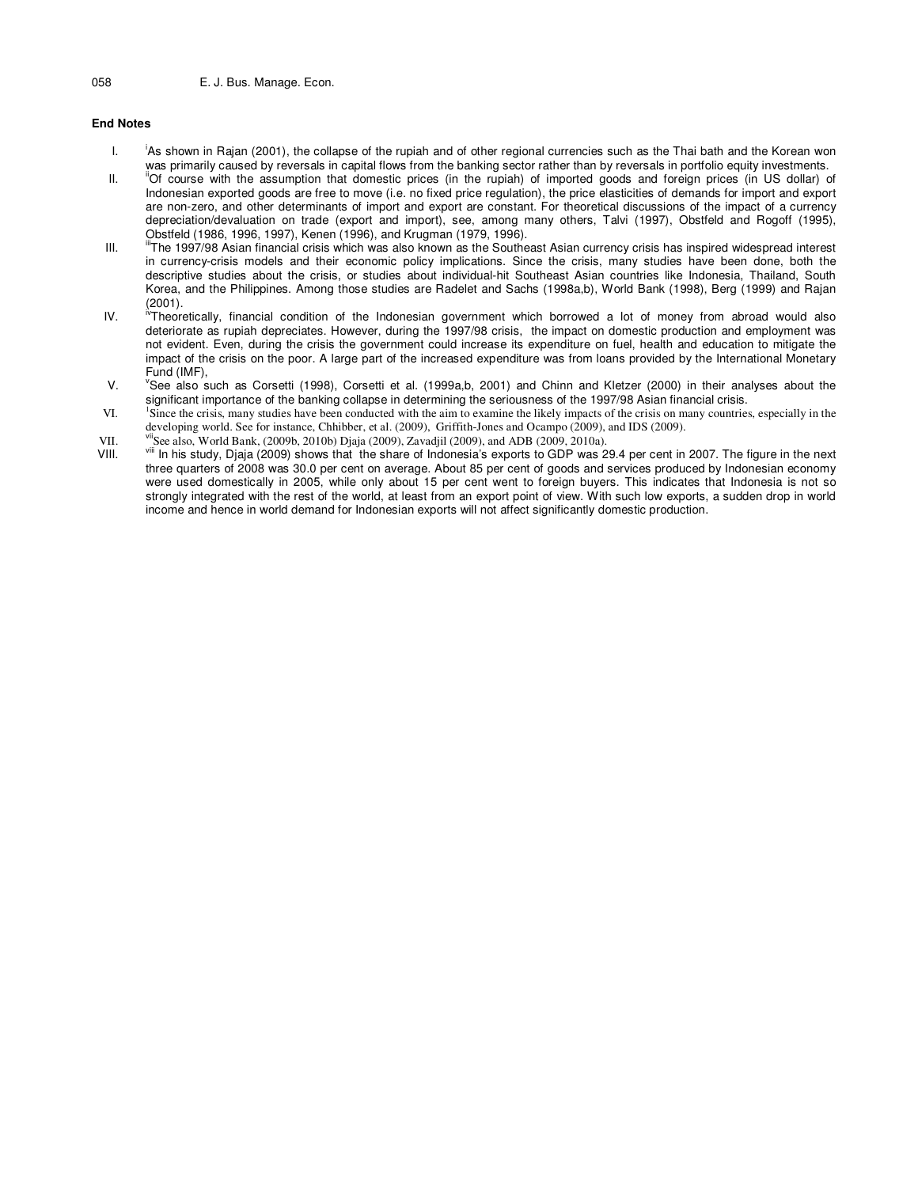## End Notes

I. [i]As shown in Rajan (2001), the collapse of the rupiah and of other regional currencies such as the Thai bath and the Korean won was primarily caused by reversals in capital flows from the banking sector rather than by reversals in portfolio equity investments.

II. [ii]Of course with the assumption that domestic prices (in the rupiah) of imported goods and foreign prices (in US dollar) of Indonesian exported goods are free to move (i.e. no fixed price regulation), the price elasticities of demands for import and export are non-zero, and other determinants of import and export are constant. For theoretical discussions of the impact of a currency depreciation/devaluation on trade (export and import), see, among many others, Talvi (1997), Obstfeld and Rogoff (1995), Obstfeld (1986, 1996, 1997), Kenen (1996), and Krugman (1979, 1996).

III. [iii]The 1997/98 Asian financial crisis which was also known as the Southeast Asian currency crisis has inspired widespread interest in currency-crisis models and their economic policy implications. Since the crisis, many studies have been done, both the descriptive studies about the crisis, or studies about individual-hit Southeast Asian countries like Indonesia, Thailand, South Korea, and the Philippines. Among those studies are Radelet and Sachs (1998a,b), World Bank (1998), Berg (1999) and Rajan (2001).

IV. [iv]Theoretically, financial condition of the Indonesian government which borrowed a lot of money from abroad would also deteriorate as rupiah depreciates. However, during the 1997/98 crisis, the impact on domestic production and employment was not evident. Even, during the crisis the government could increase its expenditure on fuel, health and education to mitigate the impact of the crisis on the poor. A large part of the increased expenditure was from loans provided by the International Monetary Fund (IMF),

V. [v]See also such as Corsetti (1998), Corsetti et al. (1999a,b, 2001) and Chinn and Kletzer (2000) in their analyses about the significant importance of the banking collapse in determining the seriousness of the 1997/98 Asian financial crisis.

VI. [1]Since the crisis, many studies have been conducted with the aim to examine the likely impacts of the crisis on many countries, especially in the developing world. See for instance, Chhibber, et al. (2009), Griffith-Jones and Ocampo (2009), and IDS (2009).

VII. [vii]See also, World Bank, (2009b, 2010b) Djaja (2009), Zavadjil (2009), and ADB (2009, 2010a).

VIII. [viii] In his study, Djaja (2009) shows that the share of Indonesia's exports to GDP was 29.4 per cent in 2007. The figure in the next three quarters of 2008 was 30.0 per cent on average. About 85 per cent of goods and services produced by Indonesian economy were used domestically in 2005, while only about 15 per cent went to foreign buyers. This indicates that Indonesia is not so strongly integrated with the rest of the world, at least from an export point of view. With such low exports, a sudden drop in world income and hence in world demand for Indonesian exports will not affect significantly domestic production.